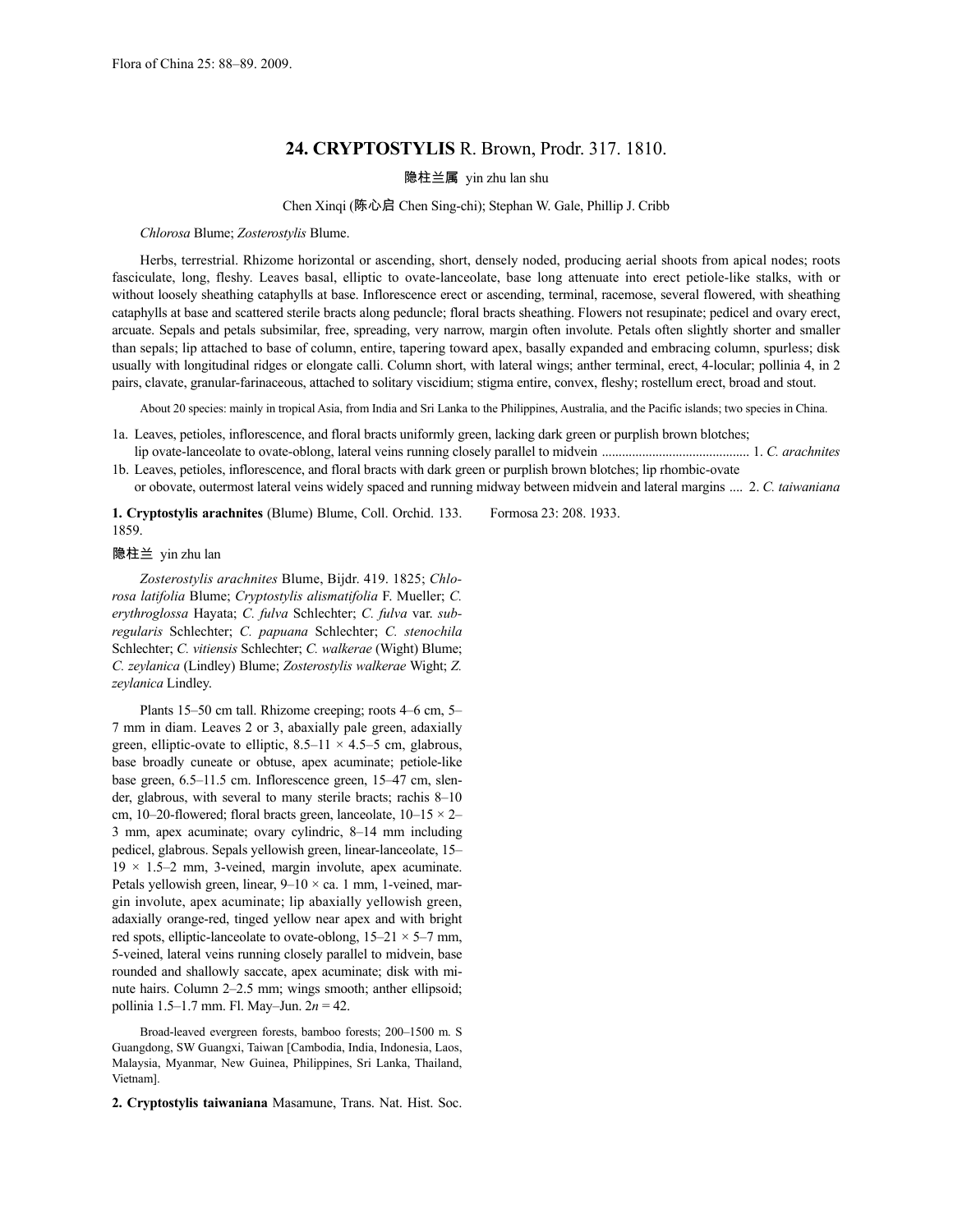Flora of China 25: 88–89. 2009.

# 24. CRYPTOSTYLIS R. Brown, Prodr. 317. 1810.

隐柱兰属 yin zhu lan shu

Chen Xinqi (陈心启 Chen Sing-chi); Stephan W. Gale, Phillip J. Cribb

*Chlorosa* Blume; *Zosterostylis* Blume.

Herbs, terrestrial. Rhizome horizontal or ascending, short, densely noded, producing aerial shoots from apical nodes; roots fasciculate, long, fleshy. Leaves basal, elliptic to ovate-lanceolate, base long attenuate into erect petiole-like stalks, with or without loosely sheathing cataphylls at base. Inflorescence erect or ascending, terminal, racemose, several flowered, with sheathing cataphylls at base and scattered sterile bracts along peduncle; floral bracts sheathing. Flowers not resupinate; pedicel and ovary erect, arcuate. Sepals and petals subsimilar, free, spreading, very narrow, margin often involute. Petals often slightly shorter and smaller than sepals; lip attached to base of column, entire, tapering toward apex, basally expanded and embracing column, spurless; disk usually with longitudinal ridges or elongate calli. Column short, with lateral wings; anther terminal, erect, 4-locular; pollinia 4, in 2 pairs, clavate, granular-farinaceous, attached to solitary viscidium; stigma entire, convex, fleshy; rostellum erect, broad and stout.

About 20 species: mainly in tropical Asia, from India and Sri Lanka to the Philippines, Australia, and the Pacific islands; two species in China.

1a. Leaves, petioles, inflorescence, and floral bracts uniformly green, lacking dark green or purplish brown blotches; lip ovate-lanceolate to ovate-oblong, lateral veins running closely parallel to midvein ........................................... 1. *C. arachnites*

1b. Leaves, petioles, inflorescence, and floral bracts with dark green or purplish brown blotches; lip rhombic-ovate or obovate, outermost lateral veins widely spaced and running midway between midvein and lateral margins .... 2. *C. taiwaniana*

**1. Cryptostylis arachnites** (Blume) Blume, Coll. Orchid. 133. 1859.

隐柱兰 yin zhu lan

*Zosterostylis arachnites* Blume, Bijdr. 419. 1825; *Chlorosa latifolia* Blume; *Cryptostylis alismatifolia* F. Mueller; *C. erythroglossa* Hayata; *C. fulva* Schlechter; *C. fulva* var. *subregularis* Schlechter; *C. papuana* Schlechter; *C. stenochila* Schlechter; *C. vitiensis* Schlechter; *C. walkerae* (Wight) Blume; *C. zeylanica* (Lindley) Blume; *Zosterostylis walkerae* Wight; *Z. zeylanica* Lindley.

Plants 15–50 cm tall. Rhizome creeping; roots 4–6 cm, 5–7 mm in diam. Leaves 2 or 3, abaxially pale green, adaxially green, elliptic-ovate to elliptic, 8.5–11 × 4.5–5 cm, glabrous, base broadly cuneate or obtuse, apex acuminate; petiole-like base green, 6.5–11.5 cm. Inflorescence green, 15–47 cm, slender, glabrous, with several to many sterile bracts; rachis 8–10 cm, 10–20-flowered; floral bracts green, lanceolate, 10–15 × 2–3 mm, apex acuminate; ovary cylindric, 8–14 mm including pedicel, glabrous. Sepals yellowish green, linear-lanceolate, 15–19 × 1.5–2 mm, 3-veined, margin involute, apex acuminate. Petals yellowish green, linear, 9–10 × ca. 1 mm, 1-veined, margin involute, apex acuminate; lip abaxially yellowish green, adaxially orange-red, tinged yellow near apex and with bright red spots, elliptic-lanceolate to ovate-oblong, 15–21 × 5–7 mm, 5-veined, lateral veins running closely parallel to midvein, base rounded and shallowly saccate, apex acuminate; disk with minute hairs. Column 2–2.5 mm; wings smooth; anther ellipsoid; pollinia 1.5–1.7 mm. Fl. May–Jun. $2n = 42$.

Broad-leaved evergreen forests, bamboo forests; 200–1500 m. S Guangdong, SW Guangxi, Taiwan [Cambodia, India, Indonesia, Laos, Malaysia, Myanmar, New Guinea, Philippines, Sri Lanka, Thailand, Vietnam].

**2. Cryptostylis taiwaniana** Masamune, Trans. Nat. Hist. Soc. Formosa 23: 208. 1933.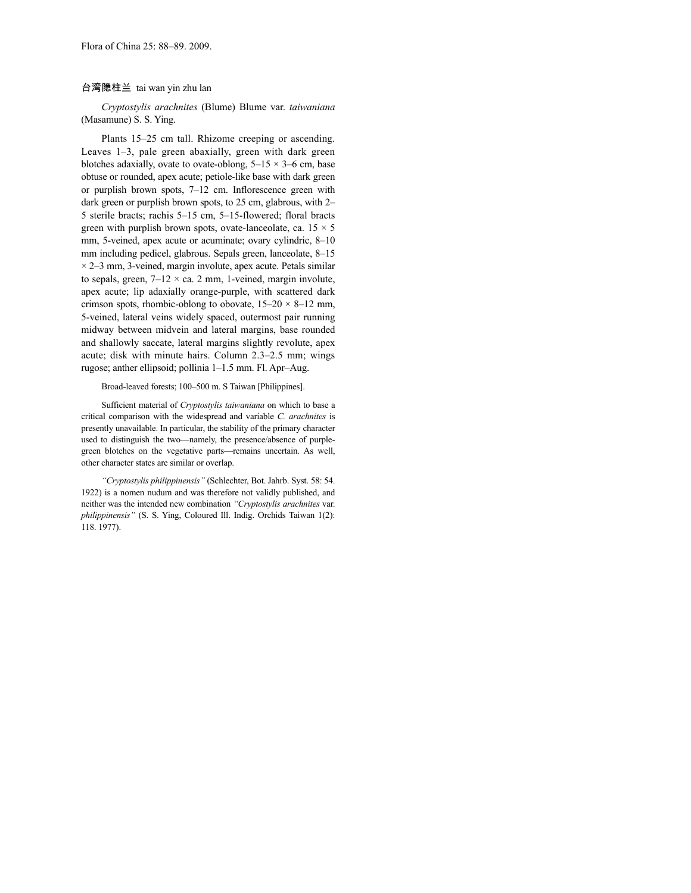台湾隐柱兰 tai wan yin zhu lan

*Cryptostylis arachnites* (Blume) Blume var. *taiwaniana* (Masamune) S. S. Ying.

Plants 15–25 cm tall. Rhizome creeping or ascending. Leaves 1–3, pale green abaxially, green with dark green blotches adaxially, ovate to ovate-oblong, 5–15 × 3–6 cm, base obtuse or rounded, apex acute; petiole-like base with dark green or purplish brown spots, 7–12 cm. Inflorescence green with dark green or purplish brown spots, to 25 cm, glabrous, with 2–5 sterile bracts; rachis 5–15 cm, 5–15-flowered; floral bracts green with purplish brown spots, ovate-lanceolate, ca. 15 × 5 mm, 5-veined, apex acute or acuminate; ovary cylindric, 8–10 mm including pedicel, glabrous. Sepals green, lanceolate, 8–15 × 2–3 mm, 3-veined, margin involute, apex acute. Petals similar to sepals, green, 7–12 × ca. 2 mm, 1-veined, margin involute, apex acute; lip adaxially orange-purple, with scattered dark crimson spots, rhombic-oblong to obovate, 15–20 × 8–12 mm, 5-veined, lateral veins widely spaced, outermost pair running midway between midvein and lateral margins, base rounded and shallowly saccate, lateral margins slightly revolute, apex acute; disk with minute hairs. Column 2.3–2.5 mm; wings rugose; anther ellipsoid; pollinia 1–1.5 mm. Fl. Apr–Aug.

Broad-leaved forests; 100–500 m. S Taiwan [Philippines].

Sufficient material of *Cryptostylis taiwaniana* on which to base a critical comparison with the widespread and variable *C. arachnites* is presently unavailable. In particular, the stability of the primary character used to distinguish the two—namely, the presence/absence of purple-green blotches on the vegetative parts—remains uncertain. As well, other character states are similar or overlap.

*"Cryptostylis philippinensis"* (Schlechter, Bot. Jahrb. Syst. 58: 54. 1922) is a nomen nudum and was therefore not validly published, and neither was the intended new combination *"Cryptostylis arachnites* var. *philippinensis"* (S. S. Ying, Coloured Ill. Indig. Orchids Taiwan 1(2): 118. 1977).